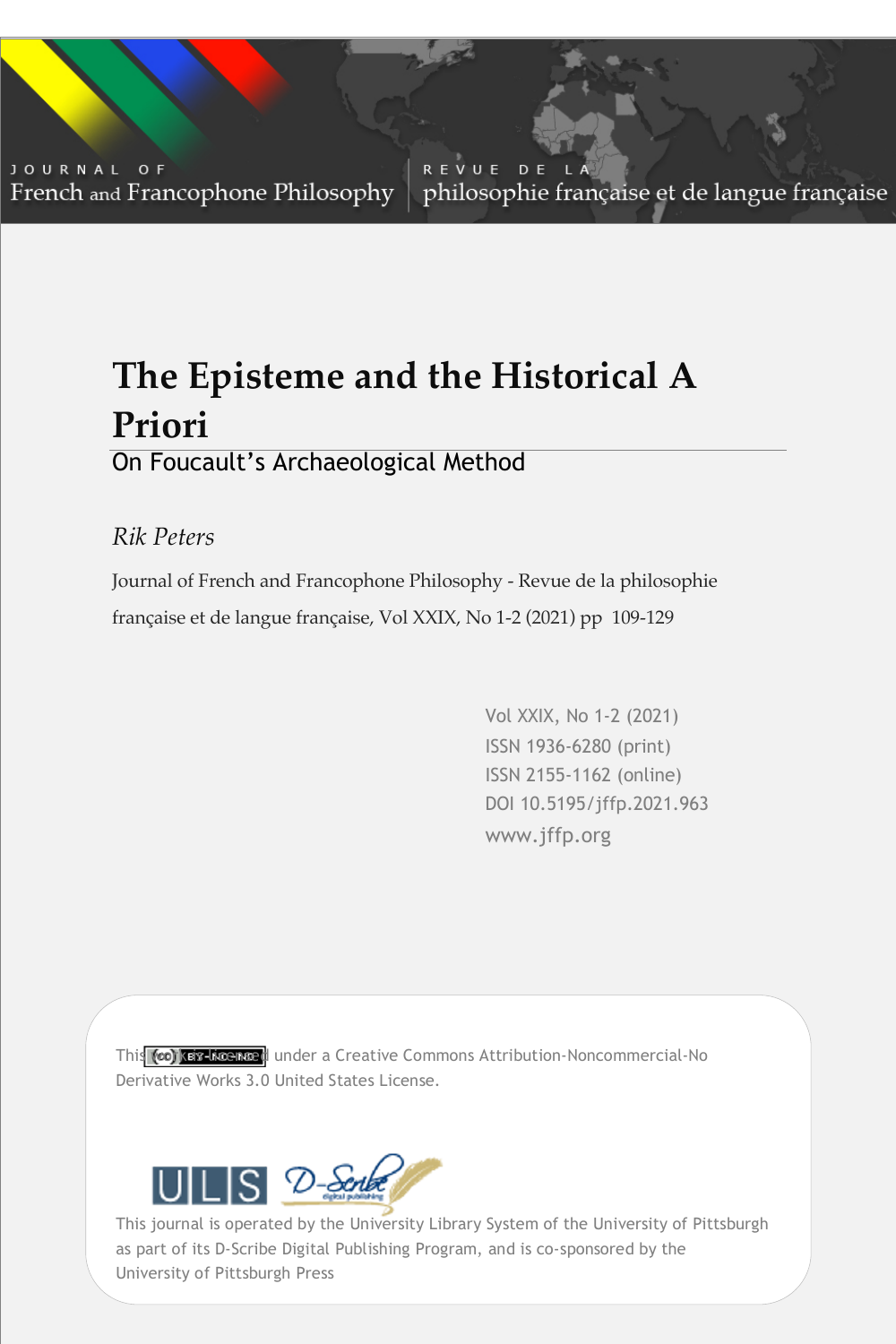JOURNAL OF
French and Francophone Philosophy

REVUE DE LA
philosophie française et de langue française

# The Episteme and the Historical A Priori

## On Foucault's Archaeological Method

*Rik Peters*

Journal of French and Francophone Philosophy - Revue de la philosophie française et de langue française, Vol XXIX, No 1-2 (2021) pp 109-129

Vol XXIX, No 1-2 (2021)
ISSN 1936-6280 (print)
ISSN 2155-1162 (online)
DOI 10.5195/jffp.2021.963
www.jffp.org

This (cc) BY-NC-ND is licensed under a Creative Commons Attribution-Noncommercial-No Derivative Works 3.0 United States License.

ULS D-Scribe digital publishing

This journal is operated by the University Library System of the University of Pittsburgh as part of its D-Scribe Digital Publishing Program, and is co-sponsored by the University of Pittsburgh Press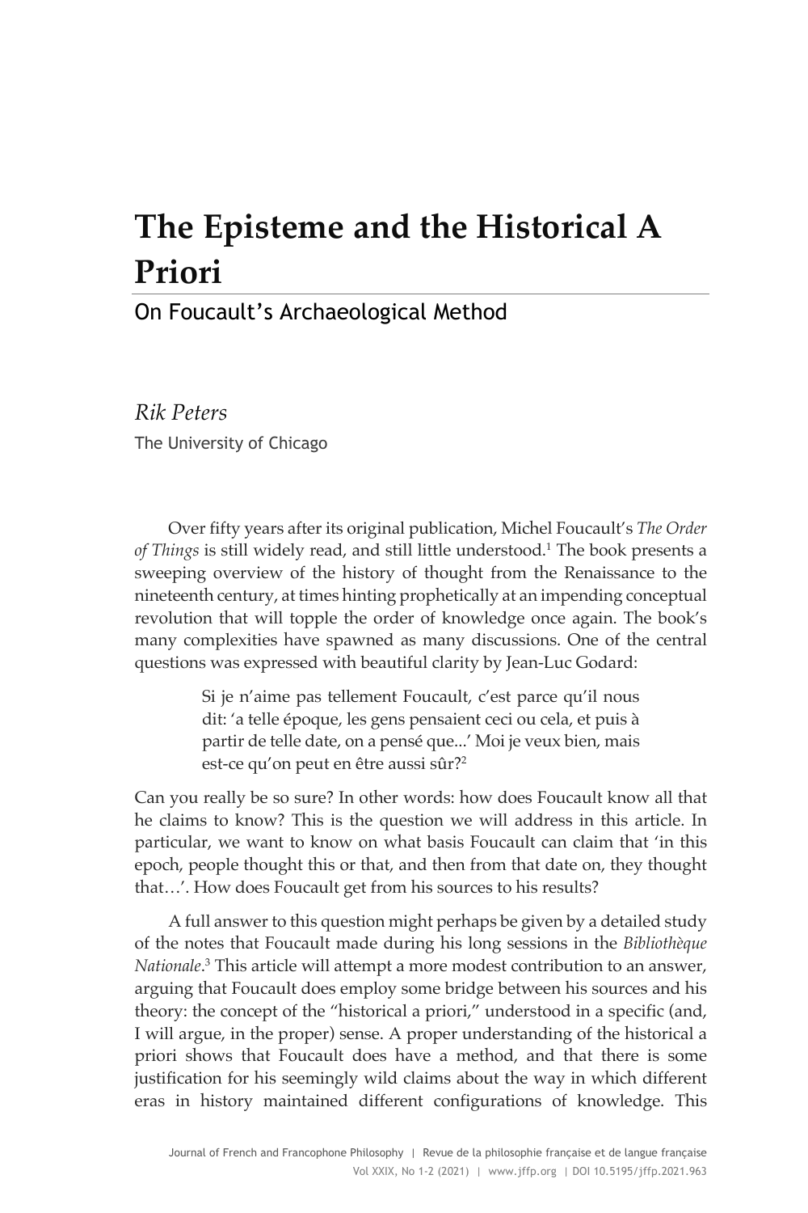# The Episteme and the Historical A Priori

## On Foucault's Archaeological Method

*Rik Peters*

The University of Chicago

Over fifty years after its original publication, Michel Foucault's *The Order of Things* is still widely read, and still little understood.[1] The book presents a sweeping overview of the history of thought from the Renaissance to the nineteenth century, at times hinting prophetically at an impending conceptual revolution that will topple the order of knowledge once again. The book's many complexities have spawned as many discussions. One of the central questions was expressed with beautiful clarity by Jean-Luc Godard:

> Si je n'aime pas tellement Foucault, c'est parce qu'il nous dit: 'a telle époque, les gens pensaient ceci ou cela, et puis à partir de telle date, on a pensé que...' Moi je veux bien, mais est-ce qu'on peut en être aussi sûr?[2]

Can you really be so sure? In other words: how does Foucault know all that he claims to know? This is the question we will address in this article. In particular, we want to know on what basis Foucault can claim that 'in this epoch, people thought this or that, and then from that date on, they thought that…'. How does Foucault get from his sources to his results?

A full answer to this question might perhaps be given by a detailed study of the notes that Foucault made during his long sessions in the *Bibliothèque Nationale*.[3] This article will attempt a more modest contribution to an answer, arguing that Foucault does employ some bridge between his sources and his theory: the concept of the "historical a priori," understood in a specific (and, I will argue, in the proper) sense. A proper understanding of the historical a priori shows that Foucault does have a method, and that there is some justification for his seemingly wild claims about the way in which different eras in history maintained different configurations of knowledge. This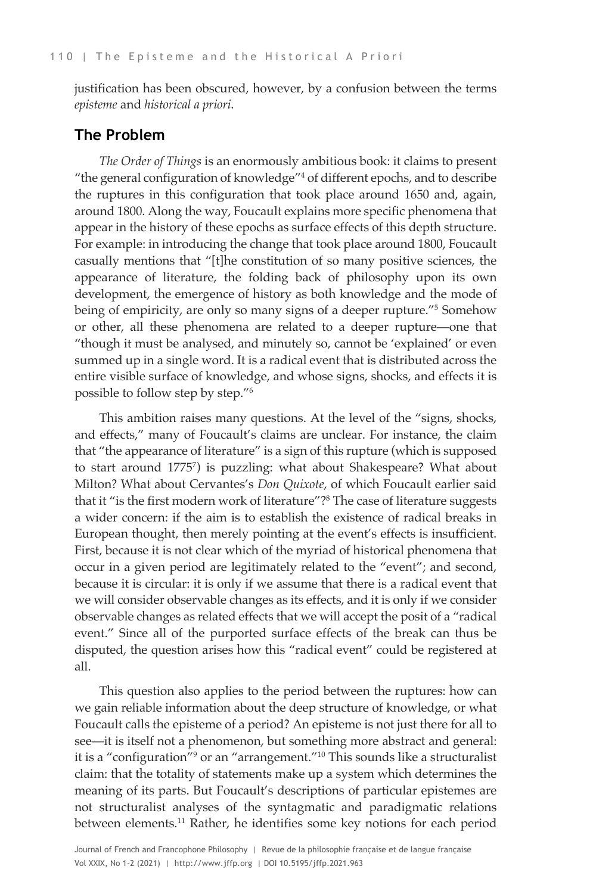justification has been obscured, however, by a confusion between the terms *episteme* and *historical a priori*.

## The Problem

*The Order of Things* is an enormously ambitious book: it claims to present "the general configuration of knowledge"[4] of different epochs, and to describe the ruptures in this configuration that took place around 1650 and, again, around 1800. Along the way, Foucault explains more specific phenomena that appear in the history of these epochs as surface effects of this depth structure. For example: in introducing the change that took place around 1800, Foucault casually mentions that "[t]he constitution of so many positive sciences, the appearance of literature, the folding back of philosophy upon its own development, the emergence of history as both knowledge and the mode of being of empiricity, are only so many signs of a deeper rupture."[5] Somehow or other, all these phenomena are related to a deeper rupture—one that "though it must be analysed, and minutely so, cannot be 'explained' or even summed up in a single word. It is a radical event that is distributed across the entire visible surface of knowledge, and whose signs, shocks, and effects it is possible to follow step by step."[6]

This ambition raises many questions. At the level of the "signs, shocks, and effects," many of Foucault's claims are unclear. For instance, the claim that "the appearance of literature" is a sign of this rupture (which is supposed to start around 1775[7]) is puzzling: what about Shakespeare? What about Milton? What about Cervantes's *Don Quixote*, of which Foucault earlier said that it "is the first modern work of literature"?[8] The case of literature suggests a wider concern: if the aim is to establish the existence of radical breaks in European thought, then merely pointing at the event's effects is insufficient. First, because it is not clear which of the myriad of historical phenomena that occur in a given period are legitimately related to the "event"; and second, because it is circular: it is only if we assume that there is a radical event that we will consider observable changes as its effects, and it is only if we consider observable changes as related effects that we will accept the posit of a "radical event." Since all of the purported surface effects of the break can thus be disputed, the question arises how this "radical event" could be registered at all.

This question also applies to the period between the ruptures: how can we gain reliable information about the deep structure of knowledge, or what Foucault calls the episteme of a period? An episteme is not just there for all to see—it is itself not a phenomenon, but something more abstract and general: it is a "configuration"[9] or an "arrangement."[10] This sounds like a structuralist claim: that the totality of statements make up a system which determines the meaning of its parts. But Foucault's descriptions of particular epistemes are not structuralist analyses of the syntagmatic and paradigmatic relations between elements.[11] Rather, he identifies some key notions for each period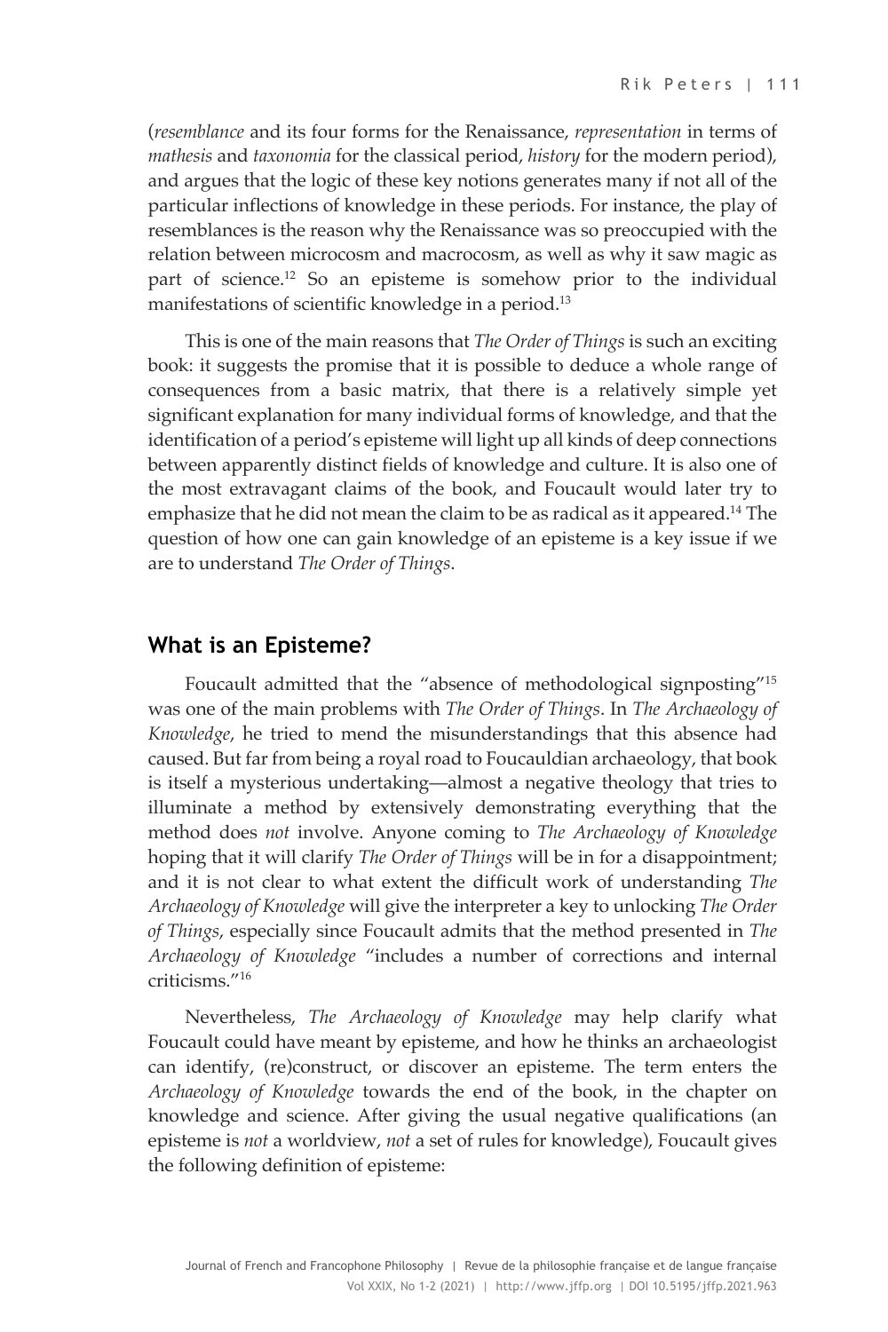(*resemblance* and its four forms for the Renaissance, *representation* in terms of *mathesis* and *taxonomia* for the classical period, *history* for the modern period), and argues that the logic of these key notions generates many if not all of the particular inflections of knowledge in these periods. For instance, the play of resemblances is the reason why the Renaissance was so preoccupied with the relation between microcosm and macrocosm, as well as why it saw magic as part of science.[12] So an episteme is somehow prior to the individual manifestations of scientific knowledge in a period.[13]

This is one of the main reasons that *The Order of Things* is such an exciting book: it suggests the promise that it is possible to deduce a whole range of consequences from a basic matrix, that there is a relatively simple yet significant explanation for many individual forms of knowledge, and that the identification of a period's episteme will light up all kinds of deep connections between apparently distinct fields of knowledge and culture. It is also one of the most extravagant claims of the book, and Foucault would later try to emphasize that he did not mean the claim to be as radical as it appeared.[14] The question of how one can gain knowledge of an episteme is a key issue if we are to understand *The Order of Things*.

## What is an Episteme?

Foucault admitted that the "absence of methodological signposting"[15] was one of the main problems with *The Order of Things*. In *The Archaeology of Knowledge*, he tried to mend the misunderstandings that this absence had caused. But far from being a royal road to Foucauldian archaeology, that book is itself a mysterious undertaking—almost a negative theology that tries to illuminate a method by extensively demonstrating everything that the method does *not* involve. Anyone coming to *The Archaeology of Knowledge* hoping that it will clarify *The Order of Things* will be in for a disappointment; and it is not clear to what extent the difficult work of understanding *The Archaeology of Knowledge* will give the interpreter a key to unlocking *The Order of Things*, especially since Foucault admits that the method presented in *The Archaeology of Knowledge* "includes a number of corrections and internal criticisms."[16]

Nevertheless, *The Archaeology of Knowledge* may help clarify what Foucault could have meant by episteme, and how he thinks an archaeologist can identify, (re)construct, or discover an episteme. The term enters the *Archaeology of Knowledge* towards the end of the book, in the chapter on knowledge and science. After giving the usual negative qualifications (an episteme is *not* a worldview, *not* a set of rules for knowledge), Foucault gives the following definition of episteme: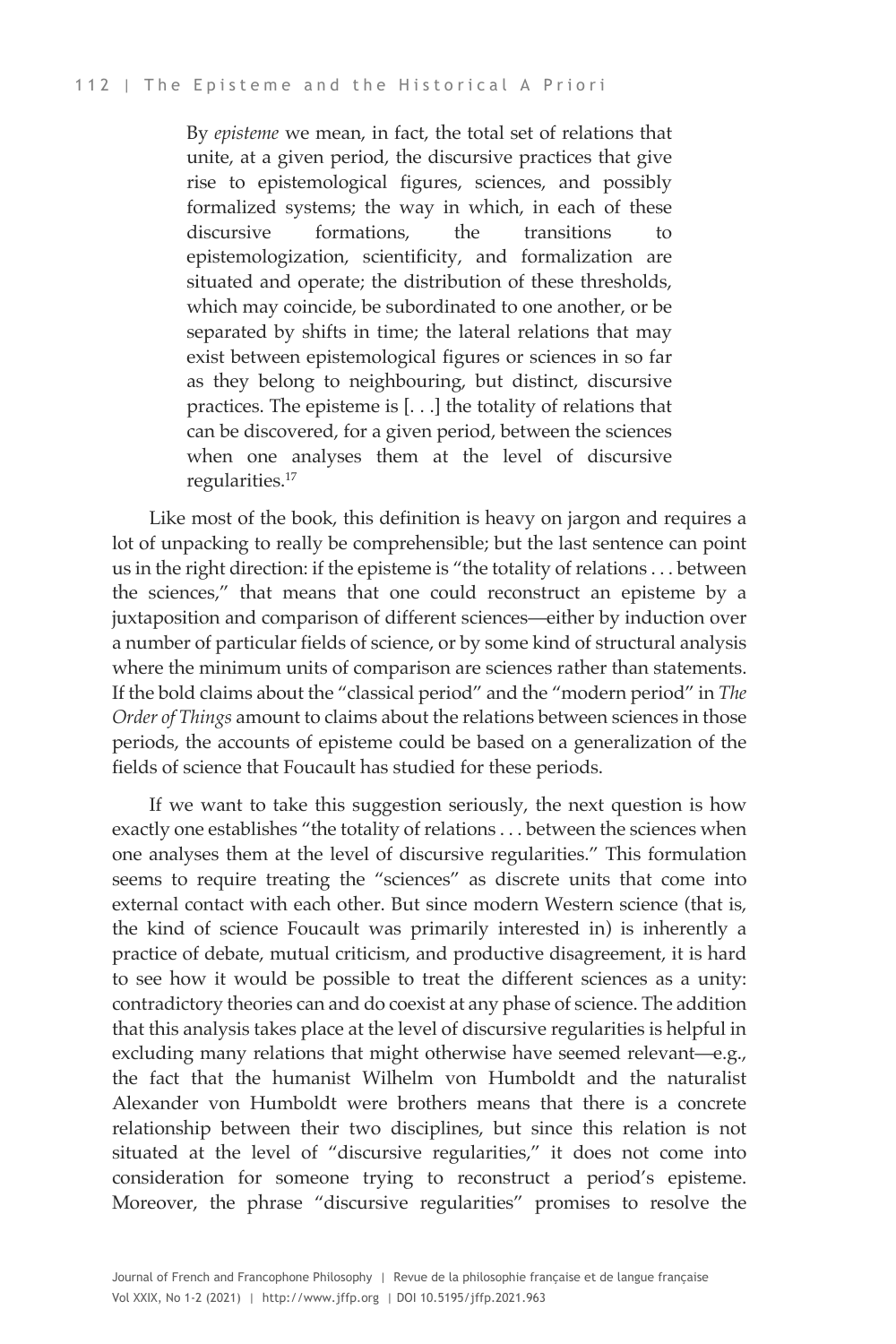> By *episteme* we mean, in fact, the total set of relations that unite, at a given period, the discursive practices that give rise to epistemological figures, sciences, and possibly formalized systems; the way in which, in each of these discursive formations, the transitions to epistemologization, scientificity, and formalization are situated and operate; the distribution of these thresholds, which may coincide, be subordinated to one another, or be separated by shifts in time; the lateral relations that may exist between epistemological figures or sciences in so far as they belong to neighbouring, but distinct, discursive practices. The episteme is [. . .] the totality of relations that can be discovered, for a given period, between the sciences when one analyses them at the level of discursive regularities.[17]

Like most of the book, this definition is heavy on jargon and requires a lot of unpacking to really be comprehensible; but the last sentence can point us in the right direction: if the episteme is "the totality of relations . . . between the sciences," that means that one could reconstruct an episteme by a juxtaposition and comparison of different sciences—either by induction over a number of particular fields of science, or by some kind of structural analysis where the minimum units of comparison are sciences rather than statements. If the bold claims about the "classical period" and the "modern period" in *The Order of Things* amount to claims about the relations between sciences in those periods, the accounts of episteme could be based on a generalization of the fields of science that Foucault has studied for these periods.

If we want to take this suggestion seriously, the next question is how exactly one establishes "the totality of relations . . . between the sciences when one analyses them at the level of discursive regularities." This formulation seems to require treating the "sciences" as discrete units that come into external contact with each other. But since modern Western science (that is, the kind of science Foucault was primarily interested in) is inherently a practice of debate, mutual criticism, and productive disagreement, it is hard to see how it would be possible to treat the different sciences as a unity: contradictory theories can and do coexist at any phase of science. The addition that this analysis takes place at the level of discursive regularities is helpful in excluding many relations that might otherwise have seemed relevant—e.g., the fact that the humanist Wilhelm von Humboldt and the naturalist Alexander von Humboldt were brothers means that there is a concrete relationship between their two disciplines, but since this relation is not situated at the level of "discursive regularities," it does not come into consideration for someone trying to reconstruct a period's episteme. Moreover, the phrase "discursive regularities" promises to resolve the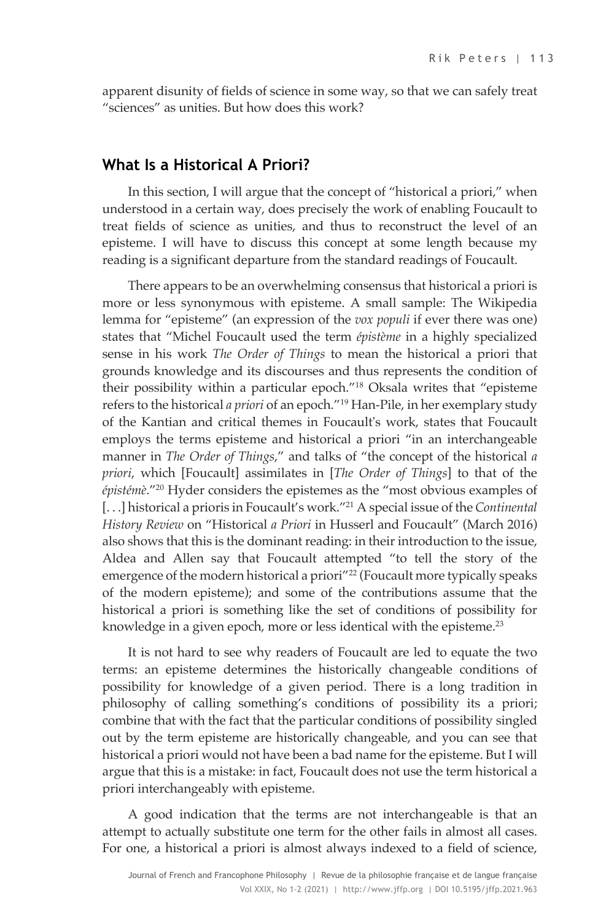apparent disunity of fields of science in some way, so that we can safely treat "sciences" as unities. But how does this work?

## What Is a Historical A Priori?

In this section, I will argue that the concept of "historical a priori," when understood in a certain way, does precisely the work of enabling Foucault to treat fields of science as unities, and thus to reconstruct the level of an episteme. I will have to discuss this concept at some length because my reading is a significant departure from the standard readings of Foucault.

There appears to be an overwhelming consensus that historical a priori is more or less synonymous with episteme. A small sample: The Wikipedia lemma for "episteme" (an expression of the *vox populi* if ever there was one) states that "Michel Foucault used the term *épistème* in a highly specialized sense in his work *The Order of Things* to mean the historical a priori that grounds knowledge and its discourses and thus represents the condition of their possibility within a particular epoch."[18] Oksala writes that "episteme refers to the historical *a priori* of an epoch."[19] Han-Pile, in her exemplary study of the Kantian and critical themes in Foucault's work, states that Foucault employs the terms episteme and historical a priori "in an interchangeable manner in *The Order of Things*," and talks of "the concept of the historical *a priori*, which [Foucault] assimilates in [*The Order of Things*] to that of the *épistémè*."[20] Hyder considers the epistemes as the "most obvious examples of [. . .] historical a prioris in Foucault's work."[21] A special issue of the *Continental History Review* on "Historical *a Priori* in Husserl and Foucault" (March 2016) also shows that this is the dominant reading: in their introduction to the issue, Aldea and Allen say that Foucault attempted "to tell the story of the emergence of the modern historical a priori"[22] (Foucault more typically speaks of the modern episteme); and some of the contributions assume that the historical a priori is something like the set of conditions of possibility for knowledge in a given epoch, more or less identical with the episteme.[23]

It is not hard to see why readers of Foucault are led to equate the two terms: an episteme determines the historically changeable conditions of possibility for knowledge of a given period. There is a long tradition in philosophy of calling something's conditions of possibility its a priori; combine that with the fact that the particular conditions of possibility singled out by the term episteme are historically changeable, and you can see that historical a priori would not have been a bad name for the episteme. But I will argue that this is a mistake: in fact, Foucault does not use the term historical a priori interchangeably with episteme.

A good indication that the terms are not interchangeable is that an attempt to actually substitute one term for the other fails in almost all cases. For one, a historical a priori is almost always indexed to a field of science,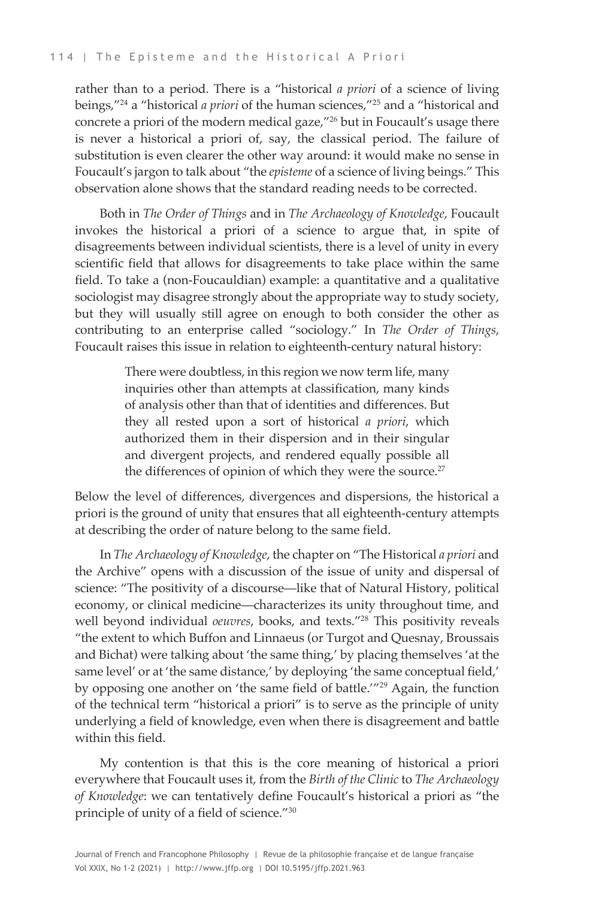rather than to a period. There is a "historical *a priori* of a science of living beings,"[24] a "historical *a priori* of the human sciences,"[25] and a "historical and concrete a priori of the modern medical gaze,"[26] but in Foucault's usage there is never a historical a priori of, say, the classical period. The failure of substitution is even clearer the other way around: it would make no sense in Foucault's jargon to talk about "the *episteme* of a science of living beings." This observation alone shows that the standard reading needs to be corrected.

Both in *The Order of Things* and in *The Archaeology of Knowledge*, Foucault invokes the historical a priori of a science to argue that, in spite of disagreements between individual scientists, there is a level of unity in every scientific field that allows for disagreements to take place within the same field. To take a (non-Foucauldian) example: a quantitative and a qualitative sociologist may disagree strongly about the appropriate way to study society, but they will usually still agree on enough to both consider the other as contributing to an enterprise called "sociology." In *The Order of Things*, Foucault raises this issue in relation to eighteenth-century natural history:

> There were doubtless, in this region we now term life, many inquiries other than attempts at classification, many kinds of analysis other than that of identities and differences. But they all rested upon a sort of historical *a priori*, which authorized them in their dispersion and in their singular and divergent projects, and rendered equally possible all the differences of opinion of which they were the source.[27]

Below the level of differences, divergences and dispersions, the historical a priori is the ground of unity that ensures that all eighteenth-century attempts at describing the order of nature belong to the same field.

In *The Archaeology of Knowledge*, the chapter on "The Historical *a priori* and the Archive" opens with a discussion of the issue of unity and dispersal of science: "The positivity of a discourse—like that of Natural History, political economy, or clinical medicine—characterizes its unity throughout time, and well beyond individual *oeuvres*, books, and texts."[28] This positivity reveals "the extent to which Buffon and Linnaeus (or Turgot and Quesnay, Broussais and Bichat) were talking about 'the same thing,' by placing themselves 'at the same level' or at 'the same distance,' by deploying 'the same conceptual field,' by opposing one another on 'the same field of battle.'"[29] Again, the function of the technical term "historical a priori" is to serve as the principle of unity underlying a field of knowledge, even when there is disagreement and battle within this field.

My contention is that this is the core meaning of historical a priori everywhere that Foucault uses it, from the *Birth of the Clinic* to *The Archaeology of Knowledge*: we can tentatively define Foucault's historical a priori as "the principle of unity of a field of science."[30]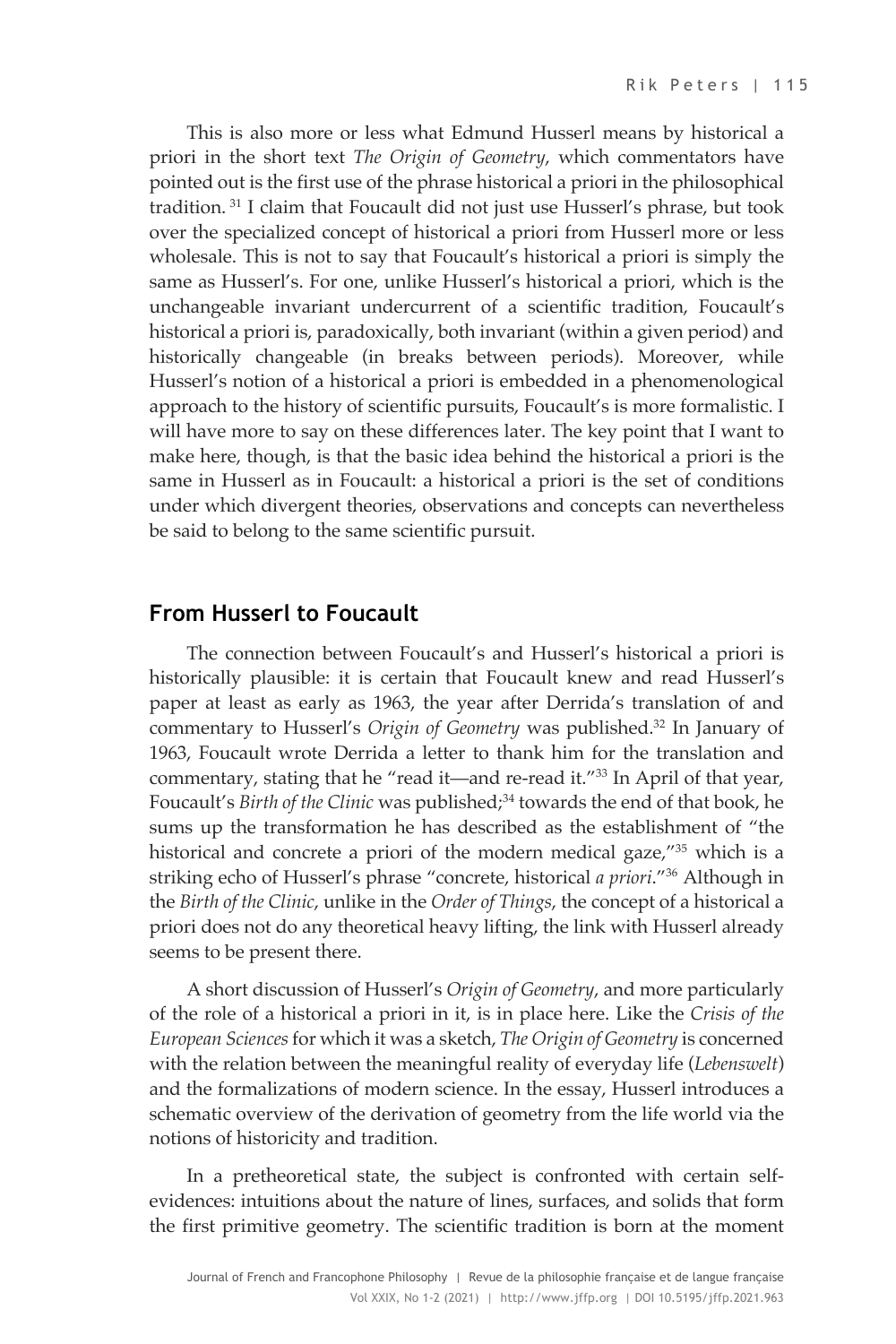This is also more or less what Edmund Husserl means by historical a priori in the short text *The Origin of Geometry*, which commentators have pointed out is the first use of the phrase historical a priori in the philosophical tradition. [31] I claim that Foucault did not just use Husserl's phrase, but took over the specialized concept of historical a priori from Husserl more or less wholesale. This is not to say that Foucault's historical a priori is simply the same as Husserl's. For one, unlike Husserl's historical a priori, which is the unchangeable invariant undercurrent of a scientific tradition, Foucault's historical a priori is, paradoxically, both invariant (within a given period) and historically changeable (in breaks between periods). Moreover, while Husserl's notion of a historical a priori is embedded in a phenomenological approach to the history of scientific pursuits, Foucault's is more formalistic. I will have more to say on these differences later. The key point that I want to make here, though, is that the basic idea behind the historical a priori is the same in Husserl as in Foucault: a historical a priori is the set of conditions under which divergent theories, observations and concepts can nevertheless be said to belong to the same scientific pursuit.

## From Husserl to Foucault

The connection between Foucault's and Husserl's historical a priori is historically plausible: it is certain that Foucault knew and read Husserl's paper at least as early as 1963, the year after Derrida's translation of and commentary to Husserl's *Origin of Geometry* was published.[32] In January of 1963, Foucault wrote Derrida a letter to thank him for the translation and commentary, stating that he "read it—and re-read it."[33] In April of that year, Foucault's *Birth of the Clinic* was published;[34] towards the end of that book, he sums up the transformation he has described as the establishment of "the historical and concrete a priori of the modern medical gaze,"[35] which is a striking echo of Husserl's phrase "concrete, historical *a priori*."[36] Although in the *Birth of the Clinic*, unlike in the *Order of Things*, the concept of a historical a priori does not do any theoretical heavy lifting, the link with Husserl already seems to be present there.

A short discussion of Husserl's *Origin of Geometry*, and more particularly of the role of a historical a priori in it, is in place here. Like the *Crisis of the European Sciences* for which it was a sketch, *The Origin of Geometry* is concerned with the relation between the meaningful reality of everyday life (*Lebenswelt*) and the formalizations of modern science. In the essay, Husserl introduces a schematic overview of the derivation of geometry from the life world via the notions of historicity and tradition.

In a pretheoretical state, the subject is confronted with certain self-evidences: intuitions about the nature of lines, surfaces, and solids that form the first primitive geometry. The scientific tradition is born at the moment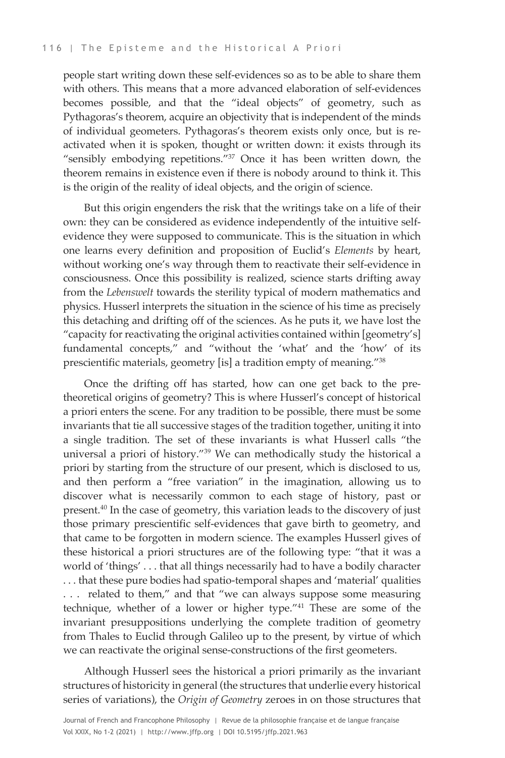people start writing down these self-evidences so as to be able to share them with others. This means that a more advanced elaboration of self-evidences becomes possible, and that the "ideal objects" of geometry, such as Pythagoras's theorem, acquire an objectivity that is independent of the minds of individual geometers. Pythagoras's theorem exists only once, but is reactivated when it is spoken, thought or written down: it exists through its "sensibly embodying repetitions."[37] Once it has been written down, the theorem remains in existence even if there is nobody around to think it. This is the origin of the reality of ideal objects, and the origin of science.

But this origin engenders the risk that the writings take on a life of their own: they can be considered as evidence independently of the intuitive self-evidence they were supposed to communicate. This is the situation in which one learns every definition and proposition of Euclid's *Elements* by heart, without working one's way through them to reactivate their self-evidence in consciousness. Once this possibility is realized, science starts drifting away from the *Lebenswelt* towards the sterility typical of modern mathematics and physics. Husserl interprets the situation in the science of his time as precisely this detaching and drifting off of the sciences. As he puts it, we have lost the "capacity for reactivating the original activities contained within [geometry's] fundamental concepts," and "without the 'what' and the 'how' of its prescientific materials, geometry [is] a tradition empty of meaning."[38]

Once the drifting off has started, how can one get back to the pre-theoretical origins of geometry? This is where Husserl's concept of historical a priori enters the scene. For any tradition to be possible, there must be some invariants that tie all successive stages of the tradition together, uniting it into a single tradition. The set of these invariants is what Husserl calls "the universal a priori of history."[39] We can methodically study the historical a priori by starting from the structure of our present, which is disclosed to us, and then perform a "free variation" in the imagination, allowing us to discover what is necessarily common to each stage of history, past or present.[40] In the case of geometry, this variation leads to the discovery of just those primary prescientific self-evidences that gave birth to geometry, and that came to be forgotten in modern science. The examples Husserl gives of these historical a priori structures are of the following type: "that it was a world of 'things' . . . that all things necessarily had to have a bodily character . . . that these pure bodies had spatio-temporal shapes and 'material' qualities . . . related to them," and that "we can always suppose some measuring technique, whether of a lower or higher type."[41] These are some of the invariant presuppositions underlying the complete tradition of geometry from Thales to Euclid through Galileo up to the present, by virtue of which we can reactivate the original sense-constructions of the first geometers.

Although Husserl sees the historical a priori primarily as the invariant structures of historicity in general (the structures that underlie every historical series of variations), the *Origin of Geometry* zeroes in on those structures that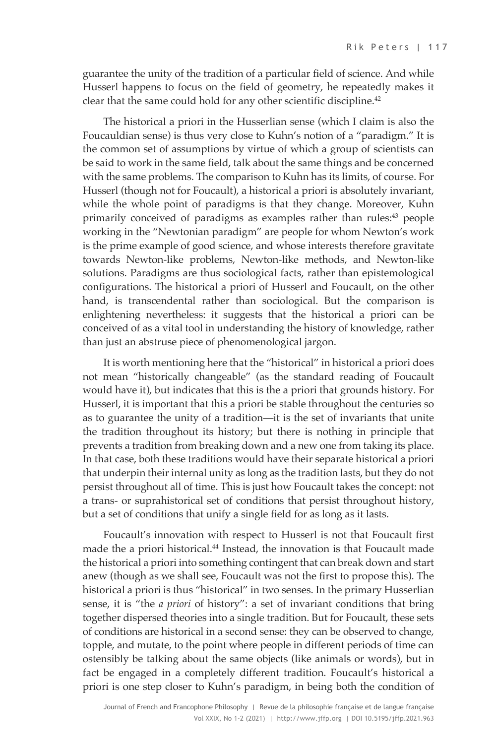guarantee the unity of the tradition of a particular field of science. And while Husserl happens to focus on the field of geometry, he repeatedly makes it clear that the same could hold for any other scientific discipline.[42]

The historical a priori in the Husserlian sense (which I claim is also the Foucauldian sense) is thus very close to Kuhn's notion of a "paradigm." It is the common set of assumptions by virtue of which a group of scientists can be said to work in the same field, talk about the same things and be concerned with the same problems. The comparison to Kuhn has its limits, of course. For Husserl (though not for Foucault), a historical a priori is absolutely invariant, while the whole point of paradigms is that they change. Moreover, Kuhn primarily conceived of paradigms as examples rather than rules:[43] people working in the "Newtonian paradigm" are people for whom Newton's work is the prime example of good science, and whose interests therefore gravitate towards Newton-like problems, Newton-like methods, and Newton-like solutions. Paradigms are thus sociological facts, rather than epistemological configurations. The historical a priori of Husserl and Foucault, on the other hand, is transcendental rather than sociological. But the comparison is enlightening nevertheless: it suggests that the historical a priori can be conceived of as a vital tool in understanding the history of knowledge, rather than just an abstruse piece of phenomenological jargon.

It is worth mentioning here that the "historical" in historical a priori does not mean "historically changeable" (as the standard reading of Foucault would have it), but indicates that this is the a priori that grounds history. For Husserl, it is important that this a priori be stable throughout the centuries so as to guarantee the unity of a tradition—it is the set of invariants that unite the tradition throughout its history; but there is nothing in principle that prevents a tradition from breaking down and a new one from taking its place. In that case, both these traditions would have their separate historical a priori that underpin their internal unity as long as the tradition lasts, but they do not persist throughout all of time. This is just how Foucault takes the concept: not a trans- or suprahistorical set of conditions that persist throughout history, but a set of conditions that unify a single field for as long as it lasts.

Foucault's innovation with respect to Husserl is not that Foucault first made the a priori historical.[44] Instead, the innovation is that Foucault made the historical a priori into something contingent that can break down and start anew (though as we shall see, Foucault was not the first to propose this). The historical a priori is thus "historical" in two senses. In the primary Husserlian sense, it is "the *a priori* of history": a set of invariant conditions that bring together dispersed theories into a single tradition. But for Foucault, these sets of conditions are historical in a second sense: they can be observed to change, topple, and mutate, to the point where people in different periods of time can ostensibly be talking about the same objects (like animals or words), but in fact be engaged in a completely different tradition. Foucault's historical a priori is one step closer to Kuhn's paradigm, in being both the condition of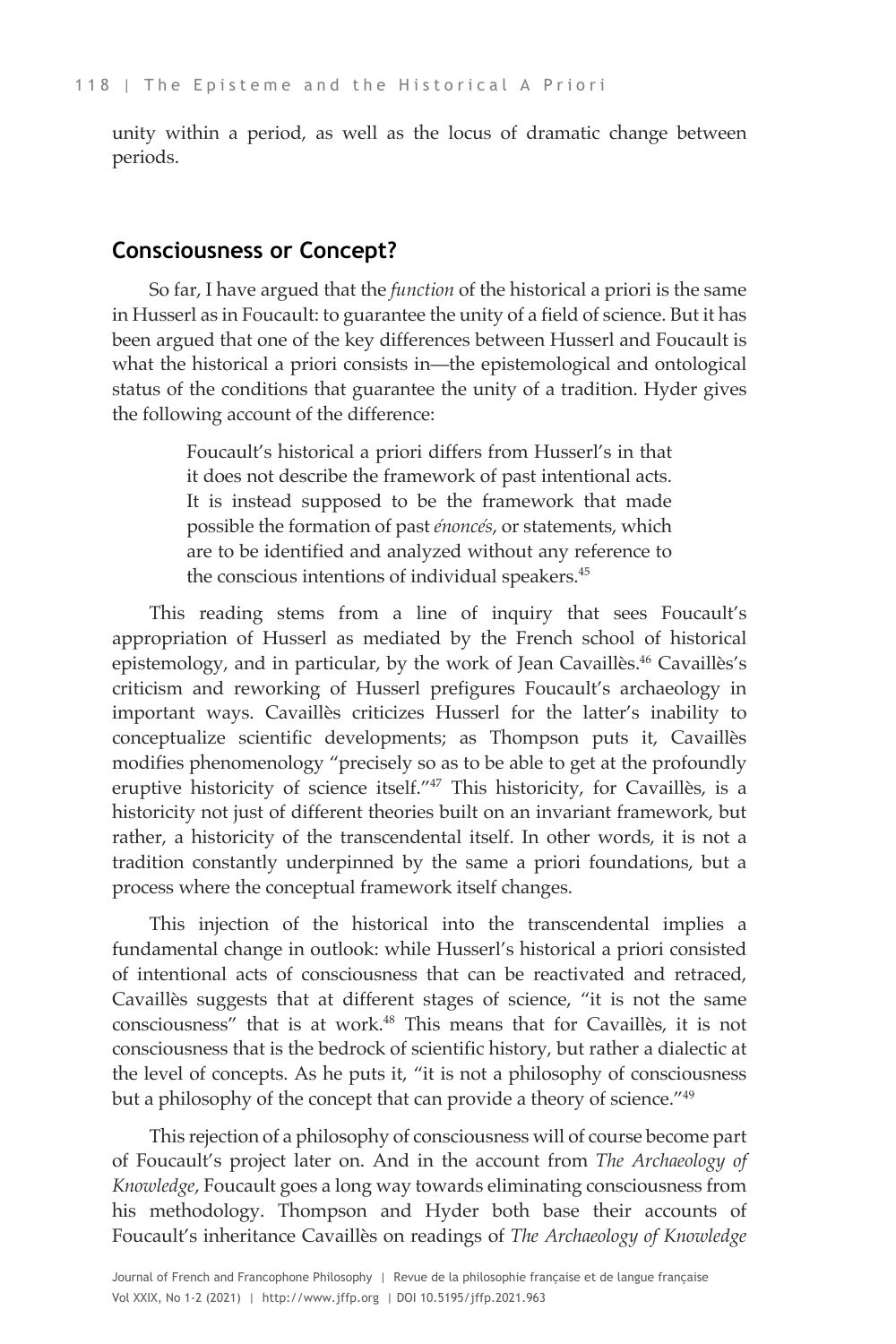unity within a period, as well as the locus of dramatic change between periods.

## Consciousness or Concept?

So far, I have argued that the *function* of the historical a priori is the same in Husserl as in Foucault: to guarantee the unity of a field of science. But it has been argued that one of the key differences between Husserl and Foucault is what the historical a priori consists in—the epistemological and ontological status of the conditions that guarantee the unity of a tradition. Hyder gives the following account of the difference:

> Foucault's historical a priori differs from Husserl's in that it does not describe the framework of past intentional acts. It is instead supposed to be the framework that made possible the formation of past *énoncés*, or statements, which are to be identified and analyzed without any reference to the conscious intentions of individual speakers.[45]

This reading stems from a line of inquiry that sees Foucault's appropriation of Husserl as mediated by the French school of historical epistemology, and in particular, by the work of Jean Cavaillès.[46] Cavaillès's criticism and reworking of Husserl prefigures Foucault's archaeology in important ways. Cavaillès criticizes Husserl for the latter's inability to conceptualize scientific developments; as Thompson puts it, Cavaillès modifies phenomenology "precisely so as to be able to get at the profoundly eruptive historicity of science itself."[47] This historicity, for Cavaillès, is a historicity not just of different theories built on an invariant framework, but rather, a historicity of the transcendental itself. In other words, it is not a tradition constantly underpinned by the same a priori foundations, but a process where the conceptual framework itself changes.

This injection of the historical into the transcendental implies a fundamental change in outlook: while Husserl's historical a priori consisted of intentional acts of consciousness that can be reactivated and retraced, Cavaillès suggests that at different stages of science, "it is not the same consciousness" that is at work.[48] This means that for Cavaillès, it is not consciousness that is the bedrock of scientific history, but rather a dialectic at the level of concepts. As he puts it, "it is not a philosophy of consciousness but a philosophy of the concept that can provide a theory of science."[49]

This rejection of a philosophy of consciousness will of course become part of Foucault's project later on. And in the account from *The Archaeology of Knowledge*, Foucault goes a long way towards eliminating consciousness from his methodology. Thompson and Hyder both base their accounts of Foucault's inheritance Cavaillès on readings of *The Archaeology of Knowledge*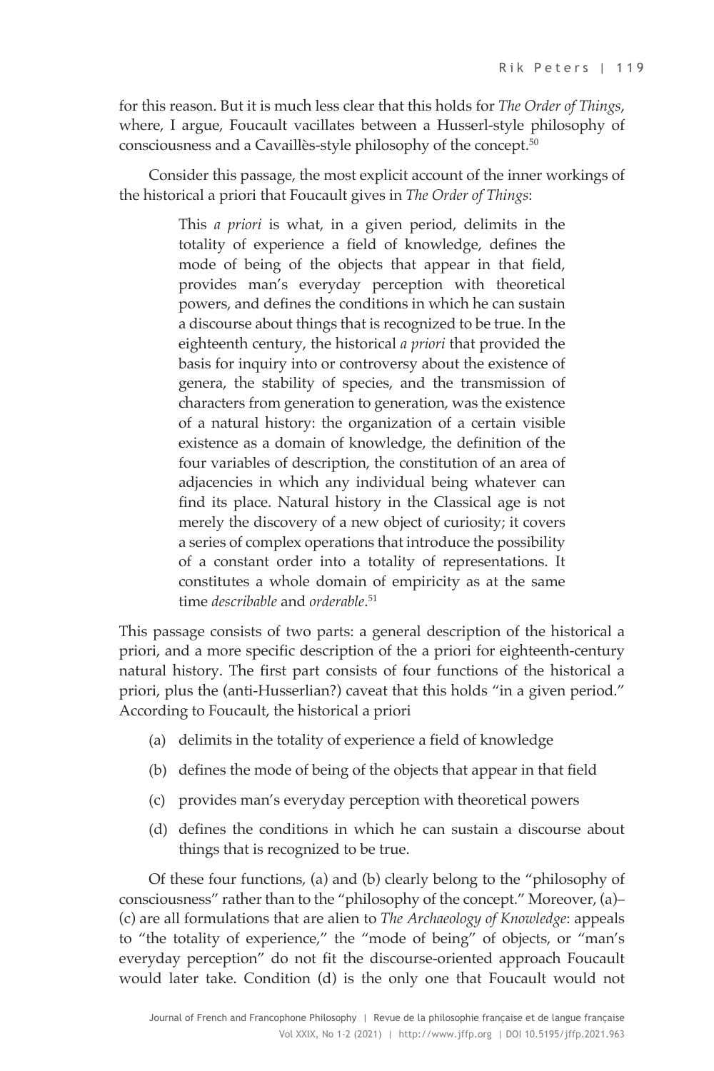for this reason. But it is much less clear that this holds for *The Order of Things*, where, I argue, Foucault vacillates between a Husserl-style philosophy of consciousness and a Cavaillès-style philosophy of the concept.[50]

Consider this passage, the most explicit account of the inner workings of the historical a priori that Foucault gives in *The Order of Things*:

> This *a priori* is what, in a given period, delimits in the totality of experience a field of knowledge, defines the mode of being of the objects that appear in that field, provides man's everyday perception with theoretical powers, and defines the conditions in which he can sustain a discourse about things that is recognized to be true. In the eighteenth century, the historical *a priori* that provided the basis for inquiry into or controversy about the existence of genera, the stability of species, and the transmission of characters from generation to generation, was the existence of a natural history: the organization of a certain visible existence as a domain of knowledge, the definition of the four variables of description, the constitution of an area of adjacencies in which any individual being whatever can find its place. Natural history in the Classical age is not merely the discovery of a new object of curiosity; it covers a series of complex operations that introduce the possibility of a constant order into a totality of representations. It constitutes a whole domain of empiricity as at the same time *describable* and *orderable*.[51]

This passage consists of two parts: a general description of the historical a priori, and a more specific description of the a priori for eighteenth-century natural history. The first part consists of four functions of the historical a priori, plus the (anti-Husserlian?) caveat that this holds "in a given period." According to Foucault, the historical a priori

(a) delimits in the totality of experience a field of knowledge

(b) defines the mode of being of the objects that appear in that field

(c) provides man's everyday perception with theoretical powers

(d) defines the conditions in which he can sustain a discourse about things that is recognized to be true.

Of these four functions, (a) and (b) clearly belong to the "philosophy of consciousness" rather than to the "philosophy of the concept." Moreover, (a)–(c) are all formulations that are alien to *The Archaeology of Knowledge*: appeals to "the totality of experience," the "mode of being" of objects, or "man's everyday perception" do not fit the discourse-oriented approach Foucault would later take. Condition (d) is the only one that Foucault would not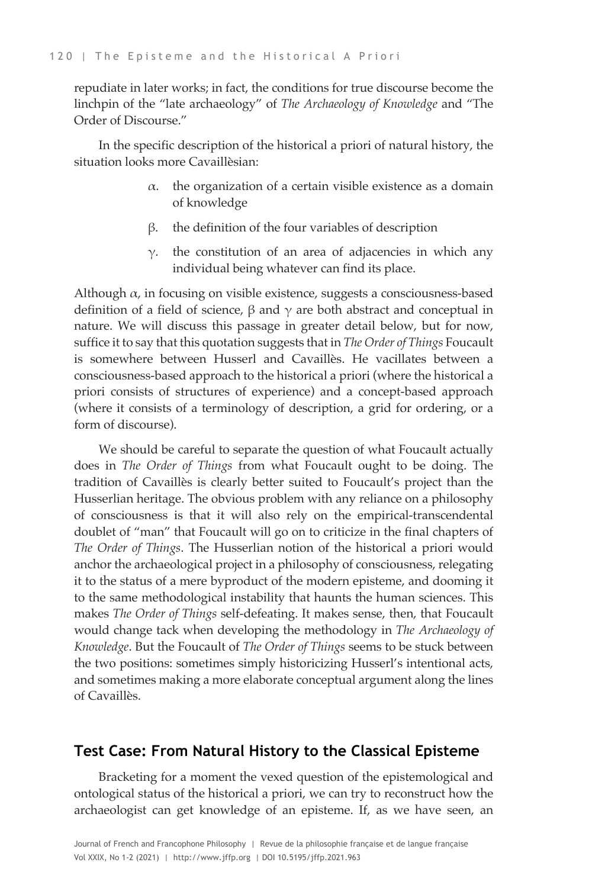repudiate in later works; in fact, the conditions for true discourse become the linchpin of the "late archaeology" of *The Archaeology of Knowledge* and "The Order of Discourse."

In the specific description of the historical a priori of natural history, the situation looks more Cavaillèsian:

> $\alpha$. the organization of a certain visible existence as a domain of knowledge
>
> $\beta$. the definition of the four variables of description
>
> $\gamma$. the constitution of an area of adjacencies in which any individual being whatever can find its place.

Although $\alpha$, in focusing on visible existence, suggests a consciousness-based definition of a field of science, $\beta$ and $\gamma$ are both abstract and conceptual in nature. We will discuss this passage in greater detail below, but for now, suffice it to say that this quotation suggests that in *The Order of Things* Foucault is somewhere between Husserl and Cavaillès. He vacillates between a consciousness-based approach to the historical a priori (where the historical a priori consists of structures of experience) and a concept-based approach (where it consists of a terminology of description, a grid for ordering, or a form of discourse).

We should be careful to separate the question of what Foucault actually does in *The Order of Things* from what Foucault ought to be doing. The tradition of Cavaillès is clearly better suited to Foucault's project than the Husserlian heritage. The obvious problem with any reliance on a philosophy of consciousness is that it will also rely on the empirical-transcendental doublet of "man" that Foucault will go on to criticize in the final chapters of *The Order of Things*. The Husserlian notion of the historical a priori would anchor the archaeological project in a philosophy of consciousness, relegating it to the status of a mere byproduct of the modern episteme, and dooming it to the same methodological instability that haunts the human sciences. This makes *The Order of Things* self-defeating. It makes sense, then, that Foucault would change tack when developing the methodology in *The Archaeology of Knowledge*. But the Foucault of *The Order of Things* seems to be stuck between the two positions: sometimes simply historicizing Husserl's intentional acts, and sometimes making a more elaborate conceptual argument along the lines of Cavaillès.

## Test Case: From Natural History to the Classical Episteme

Bracketing for a moment the vexed question of the epistemological and ontological status of the historical a priori, we can try to reconstruct how the archaeologist can get knowledge of an episteme. If, as we have seen, an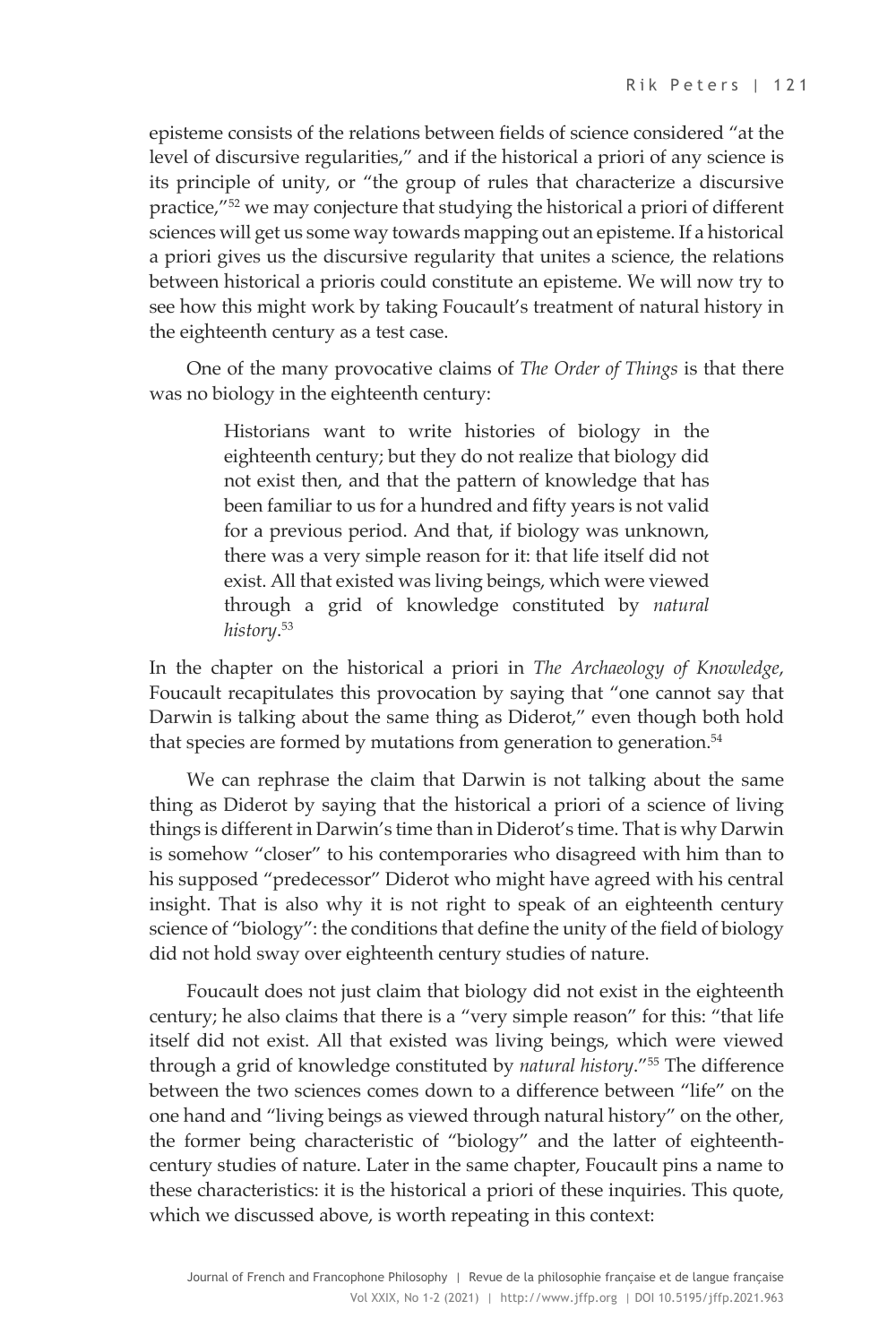episteme consists of the relations between fields of science considered "at the level of discursive regularities," and if the historical a priori of any science is its principle of unity, or "the group of rules that characterize a discursive practice,"[52] we may conjecture that studying the historical a priori of different sciences will get us some way towards mapping out an episteme. If a historical a priori gives us the discursive regularity that unites a science, the relations between historical a prioris could constitute an episteme. We will now try to see how this might work by taking Foucault's treatment of natural history in the eighteenth century as a test case.

One of the many provocative claims of *The Order of Things* is that there was no biology in the eighteenth century:

> Historians want to write histories of biology in the eighteenth century; but they do not realize that biology did not exist then, and that the pattern of knowledge that has been familiar to us for a hundred and fifty years is not valid for a previous period. And that, if biology was unknown, there was a very simple reason for it: that life itself did not exist. All that existed was living beings, which were viewed through a grid of knowledge constituted by *natural history*.[53]

In the chapter on the historical a priori in *The Archaeology of Knowledge*, Foucault recapitulates this provocation by saying that "one cannot say that Darwin is talking about the same thing as Diderot," even though both hold that species are formed by mutations from generation to generation.[54]

We can rephrase the claim that Darwin is not talking about the same thing as Diderot by saying that the historical a priori of a science of living things is different in Darwin's time than in Diderot's time. That is why Darwin is somehow "closer" to his contemporaries who disagreed with him than to his supposed "predecessor" Diderot who might have agreed with his central insight. That is also why it is not right to speak of an eighteenth century science of "biology": the conditions that define the unity of the field of biology did not hold sway over eighteenth century studies of nature.

Foucault does not just claim that biology did not exist in the eighteenth century; he also claims that there is a "very simple reason" for this: "that life itself did not exist. All that existed was living beings, which were viewed through a grid of knowledge constituted by *natural history*."[55] The difference between the two sciences comes down to a difference between "life" on the one hand and "living beings as viewed through natural history" on the other, the former being characteristic of "biology" and the latter of eighteenth-century studies of nature. Later in the same chapter, Foucault pins a name to these characteristics: it is the historical a priori of these inquiries. This quote, which we discussed above, is worth repeating in this context: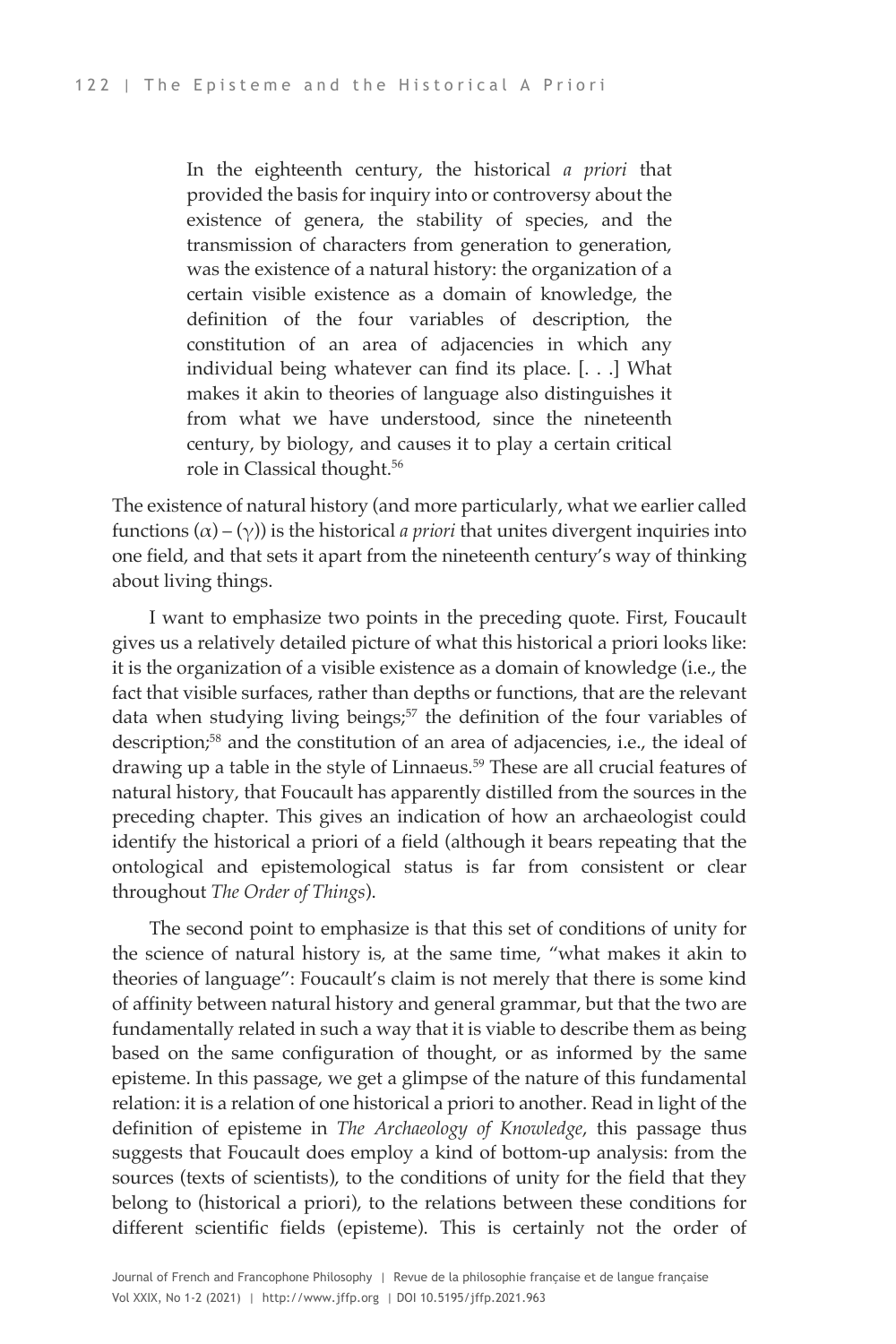> In the eighteenth century, the historical *a priori* that provided the basis for inquiry into or controversy about the existence of genera, the stability of species, and the transmission of characters from generation to generation, was the existence of a natural history: the organization of a certain visible existence as a domain of knowledge, the definition of the four variables of description, the constitution of an area of adjacencies in which any individual being whatever can find its place. [. . .] What makes it akin to theories of language also distinguishes it from what we have understood, since the nineteenth century, by biology, and causes it to play a certain critical role in Classical thought.[56]

The existence of natural history (and more particularly, what we earlier called functions $(\alpha) - (\gamma)$) is the historical *a priori* that unites divergent inquiries into one field, and that sets it apart from the nineteenth century's way of thinking about living things.

I want to emphasize two points in the preceding quote. First, Foucault gives us a relatively detailed picture of what this historical a priori looks like: it is the organization of a visible existence as a domain of knowledge (i.e., the fact that visible surfaces, rather than depths or functions, that are the relevant data when studying living beings;[57] the definition of the four variables of description;[58] and the constitution of an area of adjacencies, i.e., the ideal of drawing up a table in the style of Linnaeus.[59] These are all crucial features of natural history, that Foucault has apparently distilled from the sources in the preceding chapter. This gives an indication of how an archaeologist could identify the historical a priori of a field (although it bears repeating that the ontological and epistemological status is far from consistent or clear throughout *The Order of Things*).

The second point to emphasize is that this set of conditions of unity for the science of natural history is, at the same time, "what makes it akin to theories of language": Foucault's claim is not merely that there is some kind of affinity between natural history and general grammar, but that the two are fundamentally related in such a way that it is viable to describe them as being based on the same configuration of thought, or as informed by the same episteme. In this passage, we get a glimpse of the nature of this fundamental relation: it is a relation of one historical a priori to another. Read in light of the definition of episteme in *The Archaeology of Knowledge*, this passage thus suggests that Foucault does employ a kind of bottom-up analysis: from the sources (texts of scientists), to the conditions of unity for the field that they belong to (historical a priori), to the relations between these conditions for different scientific fields (episteme). This is certainly not the order of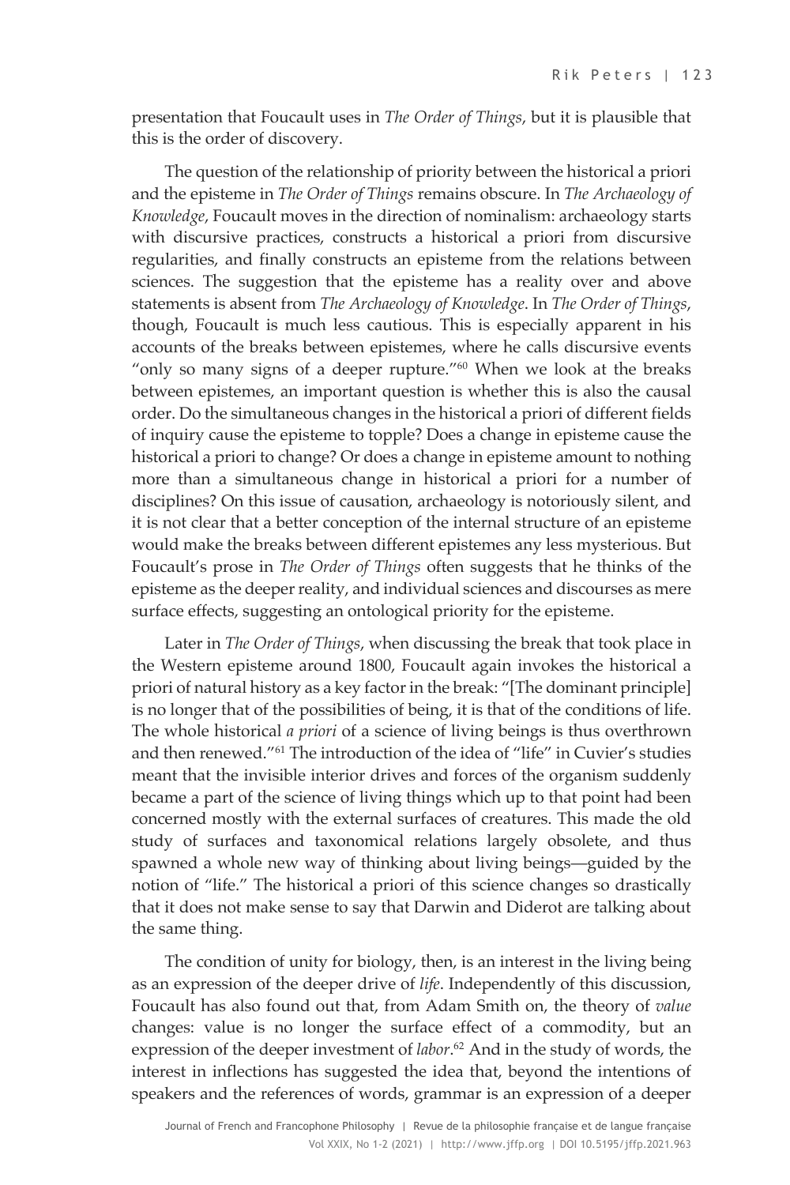presentation that Foucault uses in *The Order of Things*, but it is plausible that this is the order of discovery.

The question of the relationship of priority between the historical a priori and the episteme in *The Order of Things* remains obscure. In *The Archaeology of Knowledge*, Foucault moves in the direction of nominalism: archaeology starts with discursive practices, constructs a historical a priori from discursive regularities, and finally constructs an episteme from the relations between sciences. The suggestion that the episteme has a reality over and above statements is absent from *The Archaeology of Knowledge*. In *The Order of Things*, though, Foucault is much less cautious. This is especially apparent in his accounts of the breaks between epistemes, where he calls discursive events "only so many signs of a deeper rupture."[60] When we look at the breaks between epistemes, an important question is whether this is also the causal order. Do the simultaneous changes in the historical a priori of different fields of inquiry cause the episteme to topple? Does a change in episteme cause the historical a priori to change? Or does a change in episteme amount to nothing more than a simultaneous change in historical a priori for a number of disciplines? On this issue of causation, archaeology is notoriously silent, and it is not clear that a better conception of the internal structure of an episteme would make the breaks between different epistemes any less mysterious. But Foucault's prose in *The Order of Things* often suggests that he thinks of the episteme as the deeper reality, and individual sciences and discourses as mere surface effects, suggesting an ontological priority for the episteme.

Later in *The Order of Things*, when discussing the break that took place in the Western episteme around 1800, Foucault again invokes the historical a priori of natural history as a key factor in the break: "[The dominant principle] is no longer that of the possibilities of being, it is that of the conditions of life. The whole historical *a priori* of a science of living beings is thus overthrown and then renewed."[61] The introduction of the idea of "life" in Cuvier's studies meant that the invisible interior drives and forces of the organism suddenly became a part of the science of living things which up to that point had been concerned mostly with the external surfaces of creatures. This made the old study of surfaces and taxonomical relations largely obsolete, and thus spawned a whole new way of thinking about living beings—guided by the notion of "life." The historical a priori of this science changes so drastically that it does not make sense to say that Darwin and Diderot are talking about the same thing.

The condition of unity for biology, then, is an interest in the living being as an expression of the deeper drive of *life*. Independently of this discussion, Foucault has also found out that, from Adam Smith on, the theory of *value* changes: value is no longer the surface effect of a commodity, but an expression of the deeper investment of *labor*.[62] And in the study of words, the interest in inflections has suggested the idea that, beyond the intentions of speakers and the references of words, grammar is an expression of a deeper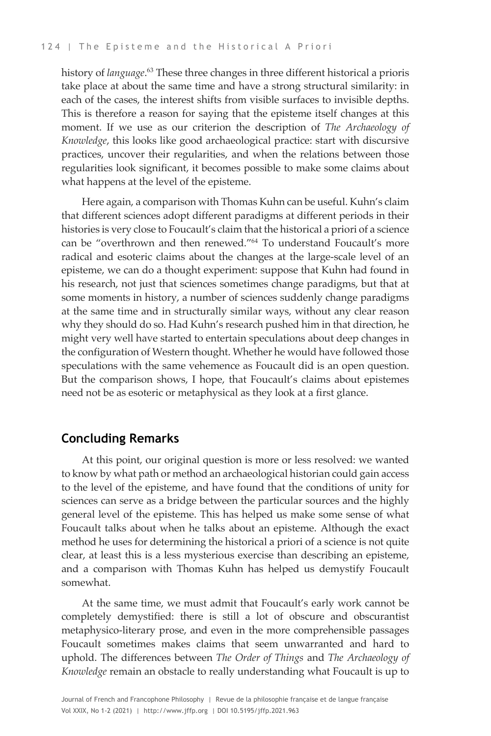history of *language*.[63] These three changes in three different historical a prioris take place at about the same time and have a strong structural similarity: in each of the cases, the interest shifts from visible surfaces to invisible depths. This is therefore a reason for saying that the episteme itself changes at this moment. If we use as our criterion the description of *The Archaeology of Knowledge*, this looks like good archaeological practice: start with discursive practices, uncover their regularities, and when the relations between those regularities look significant, it becomes possible to make some claims about what happens at the level of the episteme.

Here again, a comparison with Thomas Kuhn can be useful. Kuhn's claim that different sciences adopt different paradigms at different periods in their histories is very close to Foucault's claim that the historical a priori of a science can be "overthrown and then renewed."[64] To understand Foucault's more radical and esoteric claims about the changes at the large-scale level of an episteme, we can do a thought experiment: suppose that Kuhn had found in his research, not just that sciences sometimes change paradigms, but that at some moments in history, a number of sciences suddenly change paradigms at the same time and in structurally similar ways, without any clear reason why they should do so. Had Kuhn's research pushed him in that direction, he might very well have started to entertain speculations about deep changes in the configuration of Western thought. Whether he would have followed those speculations with the same vehemence as Foucault did is an open question. But the comparison shows, I hope, that Foucault's claims about epistemes need not be as esoteric or metaphysical as they look at a first glance.

## Concluding Remarks

At this point, our original question is more or less resolved: we wanted to know by what path or method an archaeological historian could gain access to the level of the episteme, and have found that the conditions of unity for sciences can serve as a bridge between the particular sources and the highly general level of the episteme. This has helped us make some sense of what Foucault talks about when he talks about an episteme. Although the exact method he uses for determining the historical a priori of a science is not quite clear, at least this is a less mysterious exercise than describing an episteme, and a comparison with Thomas Kuhn has helped us demystify Foucault somewhat.

At the same time, we must admit that Foucault's early work cannot be completely demystified: there is still a lot of obscure and obscurantist metaphysico-literary prose, and even in the more comprehensible passages Foucault sometimes makes claims that seem unwarranted and hard to uphold. The differences between *The Order of Things* and *The Archaeology of Knowledge* remain an obstacle to really understanding what Foucault is up to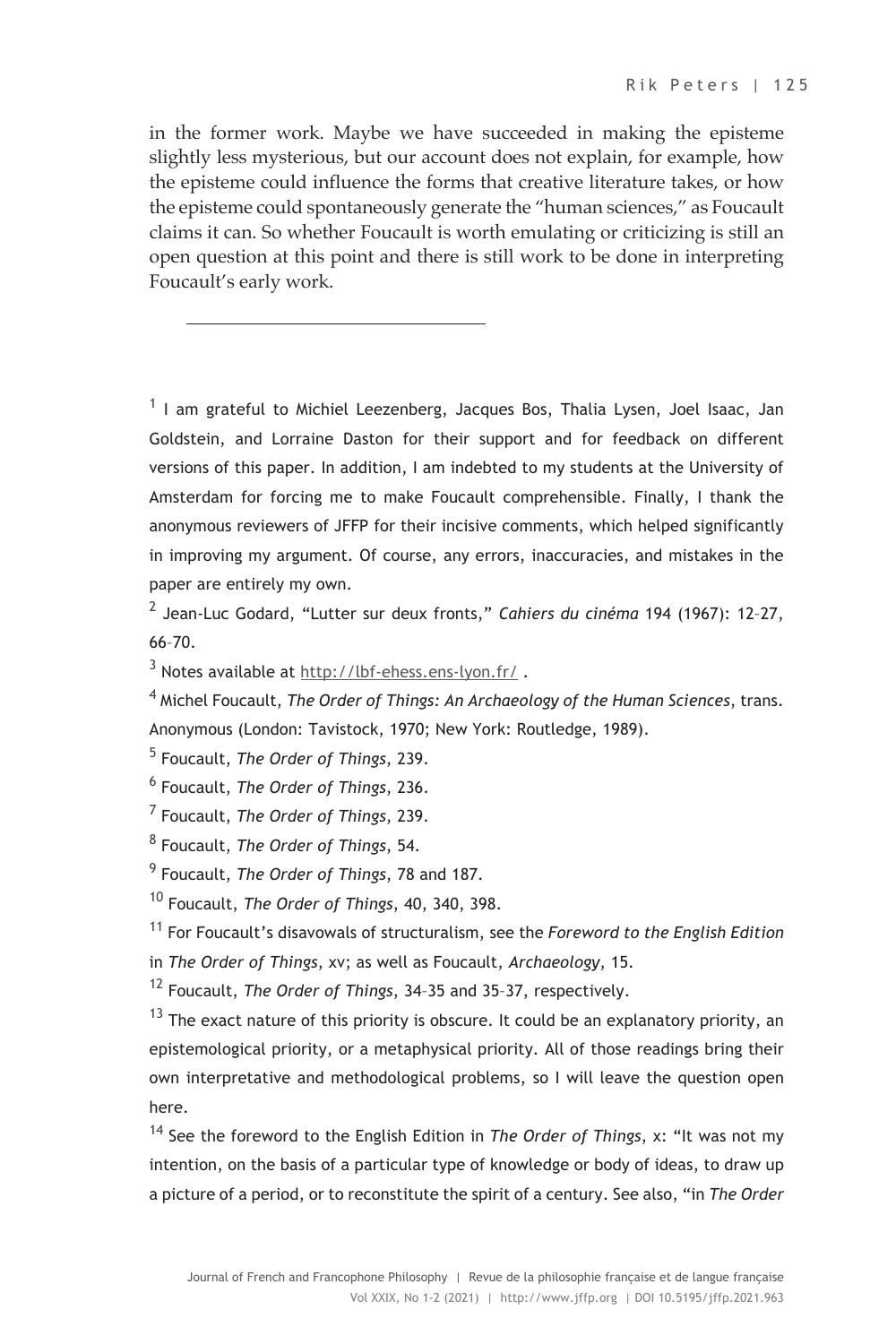in the former work. Maybe we have succeeded in making the episteme slightly less mysterious, but our account does not explain, for example, how the episteme could influence the forms that creative literature takes, or how the episteme could spontaneously generate the "human sciences," as Foucault claims it can. So whether Foucault is worth emulating or criticizing is still an open question at this point and there is still work to be done in interpreting Foucault's early work.

---

[1] I am grateful to Michiel Leezenberg, Jacques Bos, Thalia Lysen, Joel Isaac, Jan Goldstein, and Lorraine Daston for their support and for feedback on different versions of this paper. In addition, I am indebted to my students at the University of Amsterdam for forcing me to make Foucault comprehensible. Finally, I thank the anonymous reviewers of JFFP for their incisive comments, which helped significantly in improving my argument. Of course, any errors, inaccuracies, and mistakes in the paper are entirely my own.

[2] Jean-Luc Godard, "Lutter sur deux fronts," *Cahiers du cinéma* 194 (1967): 12–27, 66–70.

[3] Notes available at http://lbf-ehess.ens-lyon.fr/ .

[4] Michel Foucault, *The Order of Things: An Archaeology of the Human Sciences*, trans. Anonymous (London: Tavistock, 1970; New York: Routledge, 1989).

[5] Foucault, *The Order of Things*, 239.

[6] Foucault, *The Order of Things*, 236.

[7] Foucault, *The Order of Things*, 239.

[8] Foucault, *The Order of Things*, 54.

[9] Foucault, *The Order of Things*, 78 and 187.

[10] Foucault, *The Order of Things*, 40, 340, 398.

[11] For Foucault's disavowals of structuralism, see the *Foreword to the English Edition* in *The Order of Things*, xv; as well as Foucault, *Archaeology*, 15.

[12] Foucault, *The Order of Things*, 34–35 and 35–37, respectively.

[13] The exact nature of this priority is obscure. It could be an explanatory priority, an epistemological priority, or a metaphysical priority. All of those readings bring their own interpretative and methodological problems, so I will leave the question open here.

[14] See the foreword to the English Edition in *The Order of Things*, x: "It was not my intention, on the basis of a particular type of knowledge or body of ideas, to draw up a picture of a period, or to reconstitute the spirit of a century. See also, "in *The Order*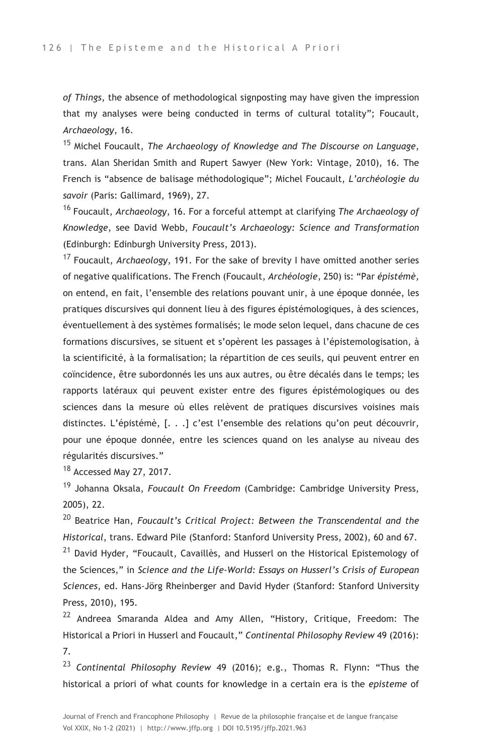*of Things*, the absence of methodological signposting may have given the impression that my analyses were being conducted in terms of cultural totality"; Foucault, *Archaeology*, 16.

[15] Michel Foucault, *The Archaeology of Knowledge and The Discourse on Language*, trans. Alan Sheridan Smith and Rupert Sawyer (New York: Vintage, 2010), 16. The French is "absence de balisage méthodologique"; Michel Foucault, *L'archéologie du savoir* (Paris: Gallimard, 1969), 27.

[16] Foucault, *Archaeology*, 16. For a forceful attempt at clarifying *The Archaeology of Knowledge*, see David Webb, *Foucault's Archaeology: Science and Transformation* (Edinburgh: Edinburgh University Press, 2013).

[17] Foucault, *Archaeology*, 191. For the sake of brevity I have omitted another series of negative qualifications. The French (Foucault, *Archéologie*, 250) is: "Par *épistémè*, on entend, en fait, l'ensemble des relations pouvant unir, à une époque donnée, les pratiques discursives qui donnent lieu à des figures épistémologiques, à des sciences, éventuellement à des systèmes formalisés; le mode selon lequel, dans chacune de ces formations discursives, se situent et s'opèrent les passages à l'épistemologisation, à la scientificité, à la formalisation; la répartition de ces seuils, qui peuvent entrer en coïncidence, être subordonnés les uns aux autres, ou être décalés dans le temps; les rapports latéraux qui peuvent exister entre des figures épistémologiques ou des sciences dans la mesure où elles relèvent de pratiques discursives voisines mais distinctes. L'épistémè, [. . .] c'est l'ensemble des relations qu'on peut découvrir, pour une époque donnée, entre les sciences quand on les analyse au niveau des régularités discursives."

[18] Accessed May 27, 2017.

[19] Johanna Oksala, *Foucault On Freedom* (Cambridge: Cambridge University Press, 2005), 22.

[20] Beatrice Han, *Foucault's Critical Project: Between the Transcendental and the Historical*, trans. Edward Pile (Stanford: Stanford University Press, 2002), 60 and 67.

[21] David Hyder, "Foucault, Cavaillès, and Husserl on the Historical Epistemology of the Sciences," in *Science and the Life-World: Essays on Husserl's Crisis of European Sciences*, ed. Hans-Jörg Rheinberger and David Hyder (Stanford: Stanford University Press, 2010), 195.

[22] Andreea Smaranda Aldea and Amy Allen, "History, Critique, Freedom: The Historical a Priori in Husserl and Foucault," *Continental Philosophy Review* 49 (2016): 7.

[23] *Continental Philosophy Review* 49 (2016); e.g., Thomas R. Flynn: "Thus the historical a priori of what counts for knowledge in a certain era is the *episteme* of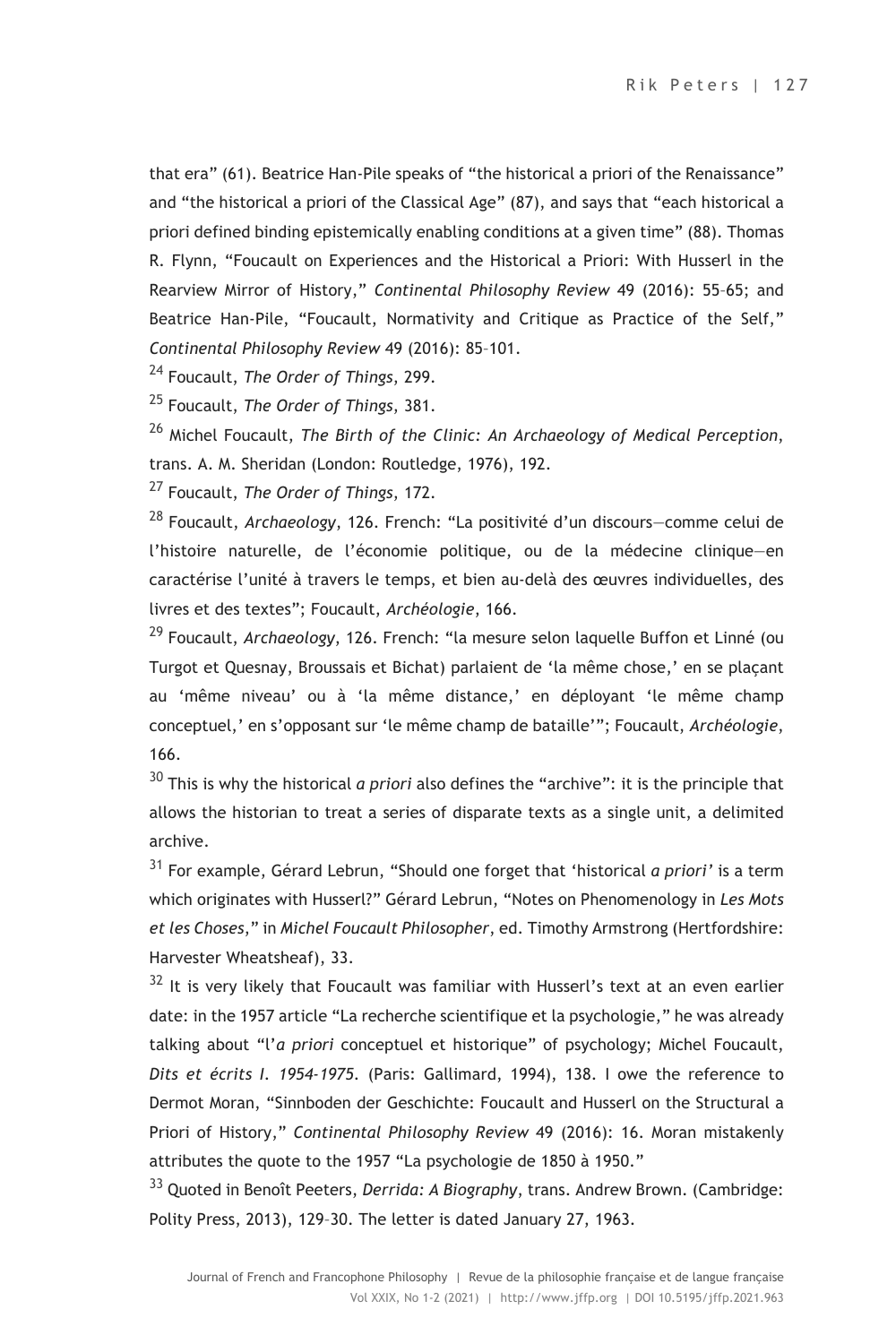that era" (61). Beatrice Han-Pile speaks of "the historical a priori of the Renaissance" and "the historical a priori of the Classical Age" (87), and says that "each historical a priori defined binding epistemically enabling conditions at a given time" (88). Thomas R. Flynn, "Foucault on Experiences and the Historical a Priori: With Husserl in the Rearview Mirror of History," *Continental Philosophy Review* 49 (2016): 55–65; and Beatrice Han-Pile, "Foucault, Normativity and Critique as Practice of the Self," *Continental Philosophy Review* 49 (2016): 85–101.

[24] Foucault, *The Order of Things*, 299.

[25] Foucault, *The Order of Things*, 381.

[26] Michel Foucault, *The Birth of the Clinic: An Archaeology of Medical Perception*, trans. A. M. Sheridan (London: Routledge, 1976), 192.

[27] Foucault, *The Order of Things*, 172.

[28] Foucault, *Archaeology*, 126. French: "La positivité d'un discours—comme celui de l'histoire naturelle, de l'économie politique, ou de la médecine clinique—en caractérise l'unité à travers le temps, et bien au-delà des œuvres individuelles, des livres et des textes"; Foucault, *Archéologie*, 166.

[29] Foucault, *Archaeology*, 126. French: "la mesure selon laquelle Buffon et Linné (ou Turgot et Quesnay, Broussais et Bichat) parlaient de 'la même chose,' en se plaçant au 'même niveau' ou à 'la même distance,' en déployant 'le même champ conceptuel,' en s'opposant sur 'le même champ de bataille'"; Foucault, *Archéologie*, 166.

[30] This is why the historical *a priori* also defines the "archive": it is the principle that allows the historian to treat a series of disparate texts as a single unit, a delimited archive.

[31] For example, Gérard Lebrun, "Should one forget that 'historical *a priori*' is a term which originates with Husserl?" Gérard Lebrun, "Notes on Phenomenology in *Les Mots et les Choses*," in *Michel Foucault Philosopher*, ed. Timothy Armstrong (Hertfordshire: Harvester Wheatsheaf), 33.

[32] It is very likely that Foucault was familiar with Husserl's text at an even earlier date: in the 1957 article "La recherche scientifique et la psychologie," he was already talking about "l'*a priori* conceptuel et historique" of psychology; Michel Foucault, *Dits et écrits I. 1954-1975.* (Paris: Gallimard, 1994), 138. I owe the reference to Dermot Moran, "Sinnboden der Geschichte: Foucault and Husserl on the Structural a Priori of History," *Continental Philosophy Review* 49 (2016): 16. Moran mistakenly attributes the quote to the 1957 "La psychologie de 1850 à 1950."

[33] Quoted in Benoît Peeters, *Derrida: A Biography*, trans. Andrew Brown. (Cambridge: Polity Press, 2013), 129–30. The letter is dated January 27, 1963.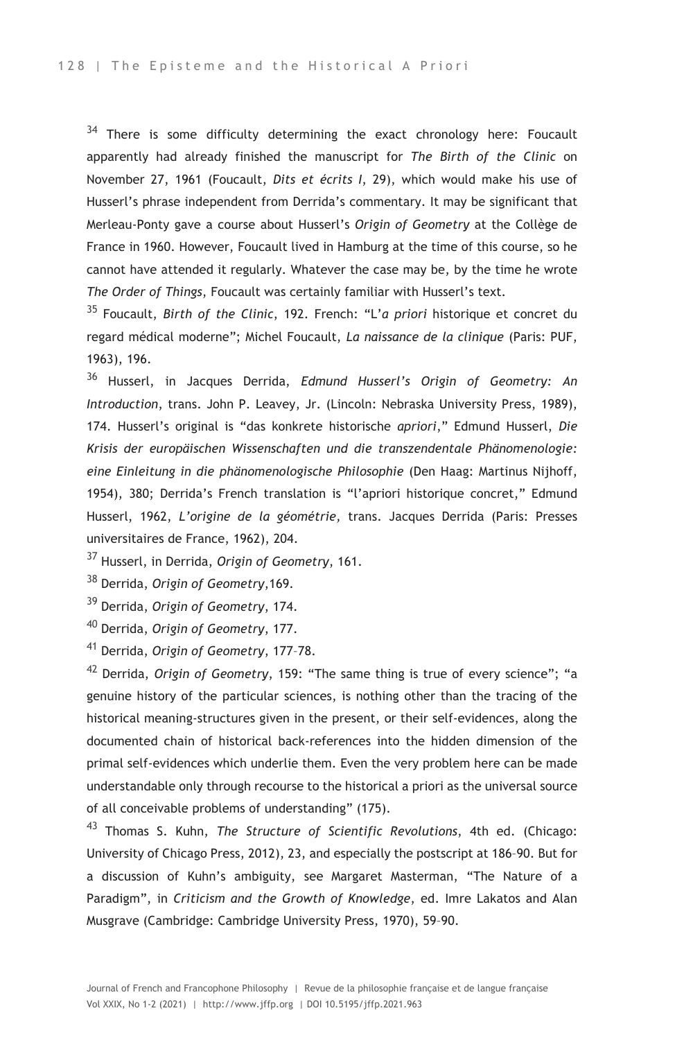[34] There is some difficulty determining the exact chronology here: Foucault apparently had already finished the manuscript for *The Birth of the Clinic* on November 27, 1961 (Foucault, *Dits et écrits I*, 29), which would make his use of Husserl's phrase independent from Derrida's commentary. It may be significant that Merleau-Ponty gave a course about Husserl's *Origin of Geometry* at the Collège de France in 1960. However, Foucault lived in Hamburg at the time of this course, so he cannot have attended it regularly. Whatever the case may be, by the time he wrote *The Order of Things*, Foucault was certainly familiar with Husserl's text.

[35] Foucault, *Birth of the Clinic*, 192. French: "L'*a priori* historique et concret du regard médical moderne"; Michel Foucault, *La naissance de la clinique* (Paris: PUF, 1963), 196.

[36] Husserl, in Jacques Derrida, *Edmund Husserl's Origin of Geometry: An Introduction*, trans. John P. Leavey, Jr. (Lincoln: Nebraska University Press, 1989), 174. Husserl's original is "das konkrete historische *apriori*," Edmund Husserl, *Die Krisis der europäischen Wissenschaften und die transzendentale Phänomenologie: eine Einleitung in die phänomenologische Philosophie* (Den Haag: Martinus Nijhoff, 1954), 380; Derrida's French translation is "l'apriori historique concret," Edmund Husserl, 1962, *L'origine de la géométrie,* trans. Jacques Derrida (Paris: Presses universitaires de France, 1962), 204.

[37] Husserl, in Derrida, *Origin of Geometry*, 161.

[38] Derrida, *Origin of Geometry*,169.

[39] Derrida, *Origin of Geometry*, 174.

[40] Derrida, *Origin of Geometry*, 177.

[41] Derrida, *Origin of Geometry*, 177–78.

[42] Derrida, *Origin of Geometry*, 159: "The same thing is true of every science"; "a genuine history of the particular sciences, is nothing other than the tracing of the historical meaning-structures given in the present, or their self-evidences, along the documented chain of historical back-references into the hidden dimension of the primal self-evidences which underlie them. Even the very problem here can be made understandable only through recourse to the historical a priori as the universal source of all conceivable problems of understanding" (175).

[43] Thomas S. Kuhn, *The Structure of Scientific Revolutions*, 4th ed. (Chicago: University of Chicago Press, 2012), 23, and especially the postscript at 186–90. But for a discussion of Kuhn's ambiguity, see Margaret Masterman, "The Nature of a Paradigm", in *Criticism and the Growth of Knowledge*, ed. Imre Lakatos and Alan Musgrave (Cambridge: Cambridge University Press, 1970), 59–90.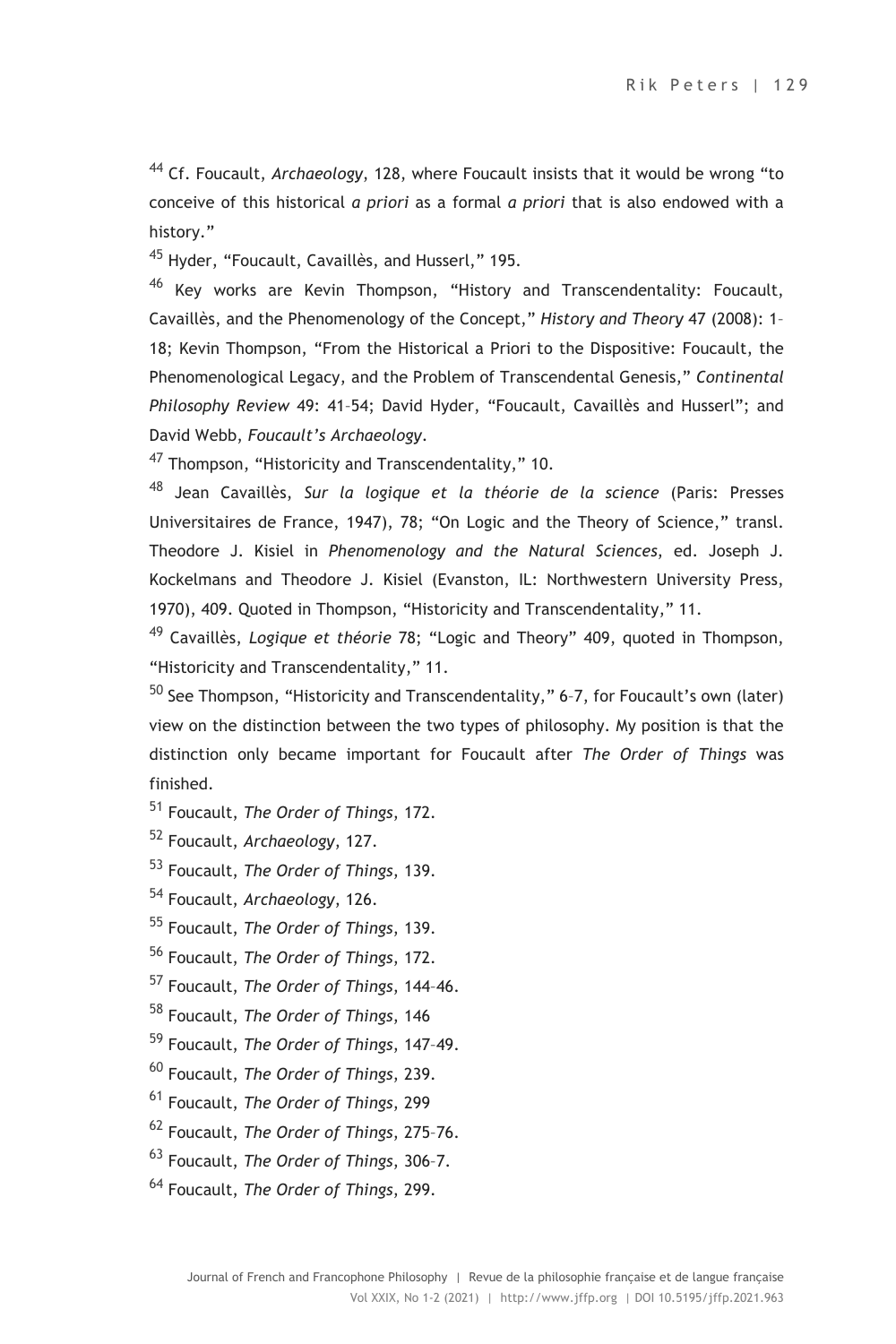[44] Cf. Foucault, *Archaeology*, 128, where Foucault insists that it would be wrong "to conceive of this historical *a priori* as a formal *a priori* that is also endowed with a history."

[45] Hyder, "Foucault, Cavaillès, and Husserl," 195.

[46] Key works are Kevin Thompson, "History and Transcendentality: Foucault, Cavaillès, and the Phenomenology of the Concept," *History and Theory* 47 (2008): 1–18; Kevin Thompson, "From the Historical a Priori to the Dispositive: Foucault, the Phenomenological Legacy, and the Problem of Transcendental Genesis," *Continental Philosophy Review* 49: 41–54; David Hyder, "Foucault, Cavaillès and Husserl"; and David Webb, *Foucault's Archaeology*.

[47] Thompson, "Historicity and Transcendentality," 10.

[48] Jean Cavaillès, *Sur la logique et la théorie de la science* (Paris: Presses Universitaires de France, 1947), 78; "On Logic and the Theory of Science," transl. Theodore J. Kisiel in *Phenomenology and the Natural Sciences*, ed. Joseph J. Kockelmans and Theodore J. Kisiel (Evanston, IL: Northwestern University Press, 1970), 409. Quoted in Thompson, "Historicity and Transcendentality," 11.

[49] Cavaillès, *Logique et théorie* 78; "Logic and Theory" 409, quoted in Thompson, "Historicity and Transcendentality," 11.

[50] See Thompson, "Historicity and Transcendentality," 6–7, for Foucault's own (later) view on the distinction between the two types of philosophy. My position is that the distinction only became important for Foucault after *The Order of Things* was finished.

[51] Foucault, *The Order of Things*, 172.

[52] Foucault, *Archaeology*, 127.

[53] Foucault, *The Order of Things*, 139.

[54] Foucault, *Archaeology*, 126.

[55] Foucault, *The Order of Things*, 139.

[56] Foucault, *The Order of Things*, 172.

[57] Foucault, *The Order of Things*, 144–46.

[58] Foucault, *The Order of Things*, 146

[59] Foucault, *The Order of Things*, 147–49.

[60] Foucault, *The Order of Things*, 239.

[61] Foucault, *The Order of Things*, 299

[62] Foucault, *The Order of Things*, 275–76.

[63] Foucault, *The Order of Things*, 306–7.

[64] Foucault, *The Order of Things*, 299.